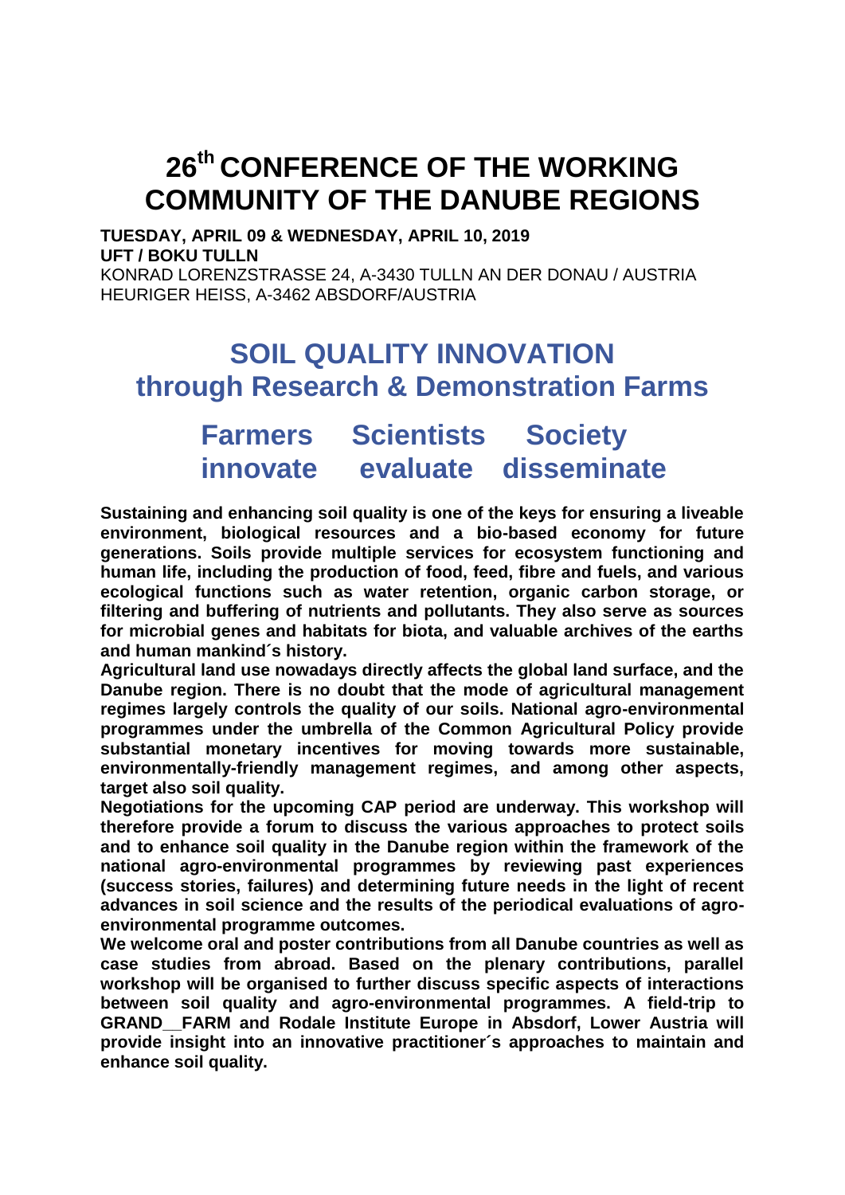# 26th CONFERENCE OF THE WORKING COMMUNITY OF THE DANUBE REGIONS

**TUESDAY, APRIL 09 & WEDNESDAY, APRIL 10, 2019**
**UFT / BOKU TULLN**
KONRAD LORENZSTRASSE 24, A-3430 TULLN AN DER DONAU / AUSTRIA
HEURIGER HEISS, A-3462 ABSDORF/AUSTRIA

## SOIL QUALITY INNOVATION through Research & Demonstration Farms

### Farmers innovate   Scientists evaluate   Society disseminate

**Sustaining and enhancing soil quality is one of the keys for ensuring a liveable environment, biological resources and a bio-based economy for future generations. Soils provide multiple services for ecosystem functioning and human life, including the production of food, feed, fibre and fuels, and various ecological functions such as water retention, organic carbon storage, or filtering and buffering of nutrients and pollutants. They also serve as sources for microbial genes and habitats for biota, and valuable archives of the earths and human mankind´s history.**

**Agricultural land use nowadays directly affects the global land surface, and the Danube region. There is no doubt that the mode of agricultural management regimes largely controls the quality of our soils. National agro-environmental programmes under the umbrella of the Common Agricultural Policy provide substantial monetary incentives for moving towards more sustainable, environmentally-friendly management regimes, and among other aspects, target also soil quality.**

**Negotiations for the upcoming CAP period are underway. This workshop will therefore provide a forum to discuss the various approaches to protect soils and to enhance soil quality in the Danube region within the framework of the national agro-environmental programmes by reviewing past experiences (success stories, failures) and determining future needs in the light of recent advances in soil science and the results of the periodical evaluations of agro-environmental programme outcomes.**

**We welcome oral and poster contributions from all Danube countries as well as case studies from abroad. Based on the plenary contributions, parallel workshop will be organised to further discuss specific aspects of interactions between soil quality and agro-environmental programmes. A field-trip to GRAND__FARM and Rodale Institute Europe in Absdorf, Lower Austria will provide insight into an innovative practitioner´s approaches to maintain and enhance soil quality.**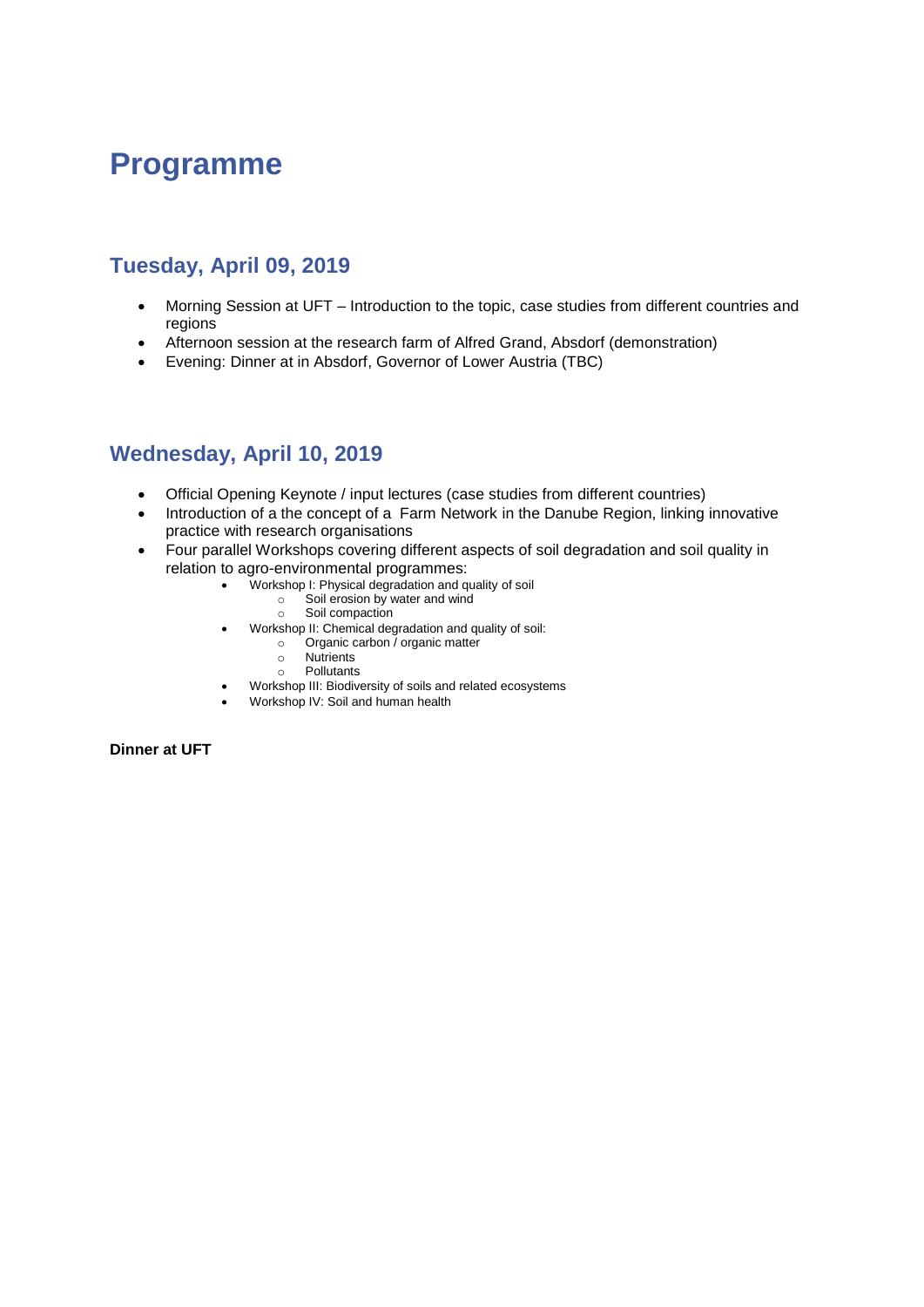# Programme

## Tuesday, April 09, 2019

- Morning Session at UFT – Introduction to the topic, case studies from different countries and regions
- Afternoon session at the research farm of Alfred Grand, Absdorf (demonstration)
- Evening: Dinner at in Absdorf, Governor of Lower Austria (TBC)

## Wednesday, April 10, 2019

- Official Opening Keynote / input lectures (case studies from different countries)
- Introduction of a the concept of a Farm Network in the Danube Region, linking innovative practice with research organisations
- Four parallel Workshops covering different aspects of soil degradation and soil quality in relation to agro-environmental programmes:
  - Workshop I: Physical degradation and quality of soil
    - Soil erosion by water and wind
    - Soil compaction
  - Workshop II: Chemical degradation and quality of soil:
    - Organic carbon / organic matter
    - Nutrients
    - Pollutants
  - Workshop III: Biodiversity of soils and related ecosystems
  - Workshop IV: Soil and human health

**Dinner at UFT**